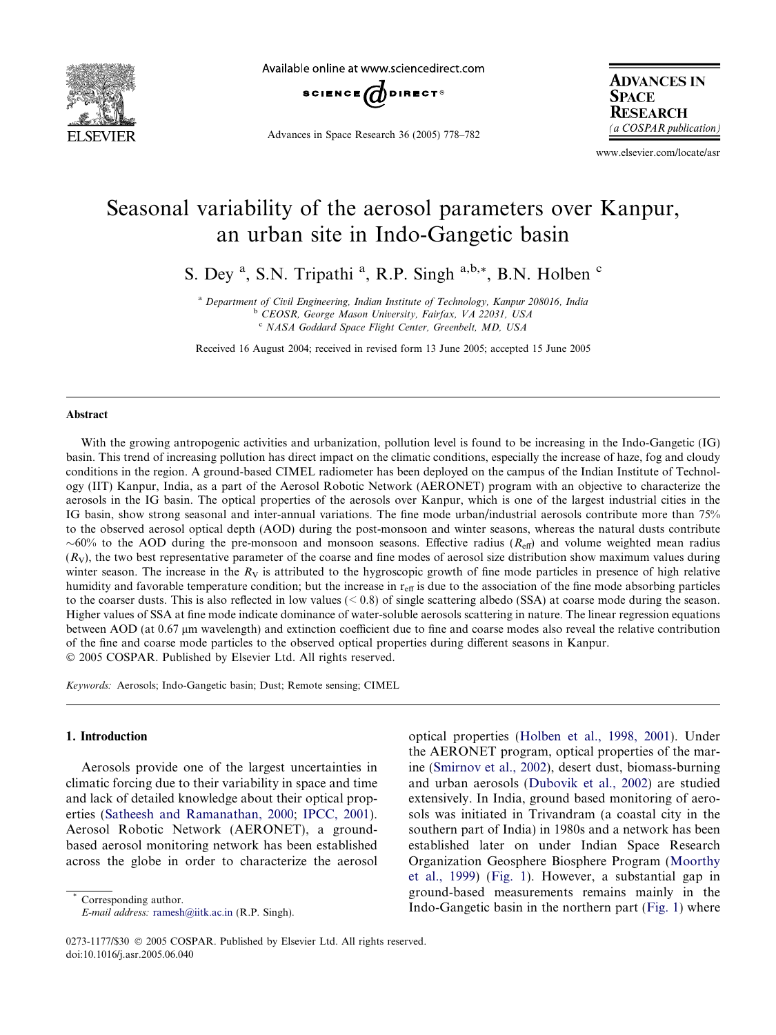# Seasonal variability of the aerosol parameters over Kanpur, an urban site in Indo-Gangetic basin

S. Dey [a], S.N. Tripathi [a], R.P. Singh [a,b,*], B.N. Holben [c]

[a] Department of Civil Engineering, Indian Institute of Technology, Kanpur 208016, India
[b] CEOSR, George Mason University, Fairfax, VA 22031, USA
[c] NASA Goddard Space Flight Center, Greenbelt, MD, USA

Received 16 August 2004; received in revised form 13 June 2005; accepted 15 June 2005

## Abstract

With the growing antropogenic activities and urbanization, pollution level is found to be increasing in the Indo-Gangetic (IG) basin. This trend of increasing pollution has direct impact on the climatic conditions, especially the increase of haze, fog and cloudy conditions in the region. A ground-based CIMEL radiometer has been deployed on the campus of the Indian Institute of Technology (IIT) Kanpur, India, as a part of the Aerosol Robotic Network (AERONET) program with an objective to characterize the aerosols in the IG basin. The optical properties of the aerosols over Kanpur, which is one of the largest industrial cities in the IG basin, show strong seasonal and inter-annual variations. The fine mode urban/industrial aerosols contribute more than 75% to the observed aerosol optical depth (AOD) during the post-monsoon and winter seasons, whereas the natural dusts contribute ~60% to the AOD during the pre-monsoon and monsoon seasons. Effective radius ($R_{eff}$) and volume weighted mean radius ($R_V$), the two best representative parameter of the coarse and fine modes of aerosol size distribution show maximum values during winter season. The increase in the $R_V$ is attributed to the hygroscopic growth of fine mode particles in presence of high relative humidity and favorable temperature condition; but the increase in $r_{eff}$ is due to the association of the fine mode absorbing particles to the coarser dusts. This is also reflected in low values (< 0.8) of single scattering albedo (SSA) at coarse mode during the season. Higher values of SSA at fine mode indicate dominance of water-soluble aerosols scattering in nature. The linear regression equations between AOD (at 0.67 μm wavelength) and extinction coefficient due to fine and coarse modes also reveal the relative contribution of the fine and coarse mode particles to the observed optical properties during different seasons in Kanpur.
© 2005 COSPAR. Published by Elsevier Ltd. All rights reserved.

*Keywords:* Aerosols; Indo-Gangetic basin; Dust; Remote sensing; CIMEL

## 1. Introduction

Aerosols provide one of the largest uncertainties in climatic forcing due to their variability in space and time and lack of detailed knowledge about their optical properties (Satheesh and Ramanathan, 2000; IPCC, 2001). Aerosol Robotic Network (AERONET), a ground-based aerosol monitoring network has been established across the globe in order to characterize the aerosol optical properties (Holben et al., 1998, 2001). Under the AERONET program, optical properties of the marine (Smirnov et al., 2002), desert dust, biomass-burning and urban aerosols (Dubovik et al., 2002) are studied extensively. In India, ground based monitoring of aerosols was initiated in Trivandram (a coastal city in the southern part of India) in 1980s and a network has been established later on under Indian Space Research Organization Geosphere Biosphere Program (Moorthy et al., 1999) (Fig. 1). However, a substantial gap in ground-based measurements remains mainly in the Indo-Gangetic basin in the northern part (Fig. 1) where

\* Corresponding author.
*E-mail address:* ramesh@iitk.ac.in (R.P. Singh).

0273-1177/$30 © 2005 COSPAR. Published by Elsevier Ltd. All rights reserved.
doi:10.1016/j.asr.2005.06.040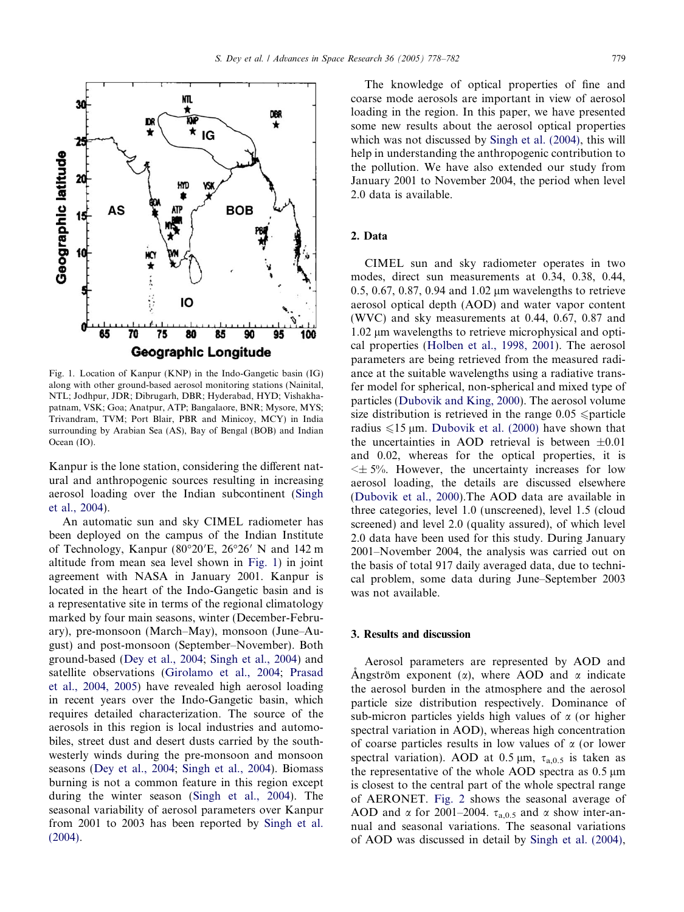Fig. 1. Location of Kanpur (KNP) in the Indo-Gangetic basin (IG) along with other ground-based aerosol monitoring stations (Nainital, NTL; Jodhpur, JDR; Dibrugarh, DBR; Hyderabad, HYD; Vishakhapatnam, VSK; Goa; Anatpur, ATP; Bangalaore, BNR; Mysore, MYS; Trivandram, TVM; Port Blair, PBR and Minicoy, MCY) in India surrounding by Arabian Sea (AS), Bay of Bengal (BOB) and Indian Ocean (IO).

Kanpur is the lone station, considering the different natural and anthropogenic sources resulting in increasing aerosol loading over the Indian subcontinent (Singh et al., 2004).

An automatic sun and sky CIMEL radiometer has been deployed on the campus of the Indian Institute of Technology, Kanpur (80°20′E, 26°26′ N and 142 m altitude from mean sea level shown in Fig. 1) in joint agreement with NASA in January 2001. Kanpur is located in the heart of the Indo-Gangetic basin and is a representative site in terms of the regional climatology marked by four main seasons, winter (December-February), pre-monsoon (March–May), monsoon (June–August) and post-monsoon (September–November). Both ground-based (Dey et al., 2004; Singh et al., 2004) and satellite observations (Girolamo et al., 2004; Prasad et al., 2004, 2005) have revealed high aerosol loading in recent years over the Indo-Gangetic basin, which requires detailed characterization. The source of the aerosols in this region is local industries and automobiles, street dust and desert dusts carried by the southwesterly winds during the pre-monsoon and monsoon seasons (Dey et al., 2004; Singh et al., 2004). Biomass burning is not a common feature in this region except during the winter season (Singh et al., 2004). The seasonal variability of aerosol parameters over Kanpur from 2001 to 2003 has been reported by Singh et al. (2004).

The knowledge of optical properties of fine and coarse mode aerosols are important in view of aerosol loading in the region. In this paper, we have presented some new results about the aerosol optical properties which was not discussed by Singh et al. (2004), this will help in understanding the anthropogenic contribution to the pollution. We have also extended our study from January 2001 to November 2004, the period when level 2.0 data is available.

## 2. Data

CIMEL sun and sky radiometer operates in two modes, direct sun measurements at 0.34, 0.38, 0.44, 0.5, 0.67, 0.87, 0.94 and 1.02 μm wavelengths to retrieve aerosol optical depth (AOD) and water vapor content (WVC) and sky measurements at 0.44, 0.67, 0.87 and 1.02 μm wavelengths to retrieve microphysical and optical properties (Holben et al., 1998, 2001). The aerosol parameters are being retrieved from the measured radiance at the suitable wavelengths using a radiative transfer model for spherical, non-spherical and mixed type of particles (Dubovik and King, 2000). The aerosol volume size distribution is retrieved in the range 0.05 $\leqslant$particle radius $\leqslant$15 μm. Dubovik et al. (2000) have shown that the uncertainties in AOD retrieval is between ±0.01 and 0.02, whereas for the optical properties, it is $<\pm$ 5%. However, the uncertainty increases for low aerosol loading, the details are discussed elsewhere (Dubovik et al., 2000).The AOD data are available in three categories, level 1.0 (unscreened), level 1.5 (cloud screened) and level 2.0 (quality assured), of which level 2.0 data have been used for this study. During January 2001–November 2004, the analysis was carried out on the basis of total 917 daily averaged data, due to technical problem, some data during June–September 2003 was not available.

## 3. Results and discussion

Aerosol parameters are represented by AOD and Ångström exponent ($\alpha$), where AOD and $\alpha$ indicate the aerosol burden in the atmosphere and the aerosol particle size distribution respectively. Dominance of sub-micron particles yields high values of $\alpha$ (or higher spectral variation in AOD), whereas high concentration of coarse particles results in low values of $\alpha$ (or lower spectral variation). AOD at 0.5 μm, $\tau_{a,0.5}$ is taken as the representative of the whole AOD spectra as 0.5 μm is closest to the central part of the whole spectral range of AERONET. Fig. 2 shows the seasonal average of AOD and $\alpha$ for 2001–2004. $\tau_{a,0.5}$ and $\alpha$ show inter-annual and seasonal variations. The seasonal variations of AOD was discussed in detail by Singh et al. (2004),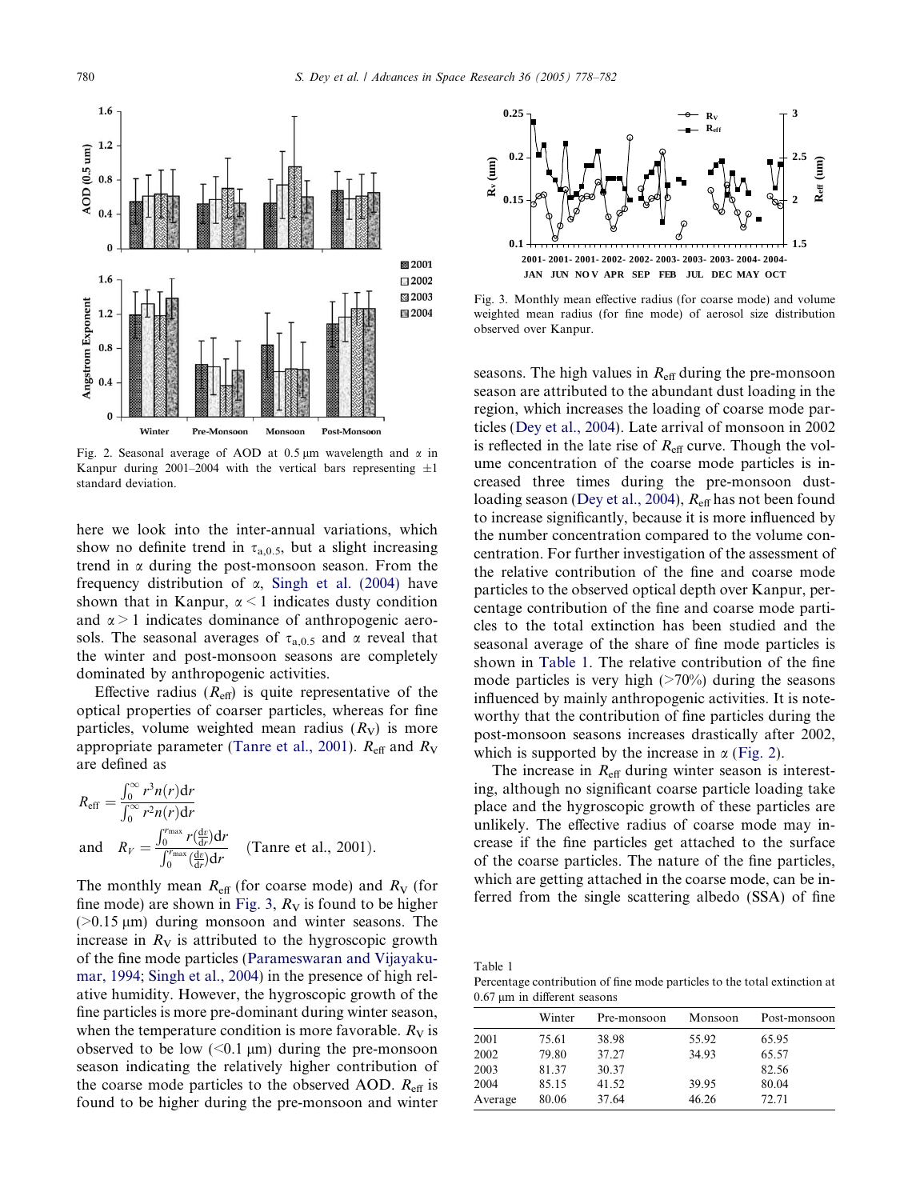Fig. 2. Seasonal average of AOD at 0.5 μm wavelength and α in Kanpur during 2001–2004 with the vertical bars representing ±1 standard deviation.

here we look into the inter-annual variations, which show no definite trend in $\tau_{a,0.5}$, but a slight increasing trend in α during the post-monsoon season. From the frequency distribution of α, Singh et al. (2004) have shown that in Kanpur, $\alpha < 1$ indicates dusty condition and $\alpha > 1$ indicates dominance of anthropogenic aerosols. The seasonal averages of $\tau_{a,0.5}$ and α reveal that the winter and post-monsoon seasons are completely dominated by anthropogenic activities.

Effective radius ($R_{\text{eff}}$) is quite representative of the optical properties of coarser particles, whereas for fine particles, volume weighted mean radius ($R_V$) is more appropriate parameter (Tanre et al., 2001). $R_{\text{eff}}$ and $R_V$ are defined as

$$R_{\text{eff}} = \frac{\int_0^\infty r^3 n(r)\mathrm{d}r}{\int_0^\infty r^2 n(r)\mathrm{d}r}$$

$$\text{and} \quad R_V = \frac{\int_0^{r_{\max}} r\left(\frac{\mathrm{d}v}{\mathrm{d}r}\right)\mathrm{d}r}{\int_0^{r_{\max}}\left(\frac{\mathrm{d}v}{\mathrm{d}r}\right)\mathrm{d}r} \quad \text{(Tanre et al., 2001).}$$

The monthly mean $R_{\text{eff}}$ (for coarse mode) and $R_V$ (for fine mode) are shown in Fig. 3, $R_V$ is found to be higher (>0.15 μm) during monsoon and winter seasons. The increase in $R_V$ is attributed to the hygroscopic growth of the fine mode particles (Parameswaran and Vijayakumar, 1994; Singh et al., 2004) in the presence of high relative humidity. However, the hygroscopic growth of the fine particles is more pre-dominant during winter season, when the temperature condition is more favorable. $R_V$ is observed to be low (<0.1 μm) during the pre-monsoon season indicating the relatively higher contribution of the coarse mode particles to the observed AOD. $R_{\text{eff}}$ is found to be higher during the pre-monsoon and winter seasons. The high values in $R_{\text{eff}}$ during the pre-monsoon season are attributed to the abundant dust loading in the region, which increases the loading of coarse mode particles (Dey et al., 2004). Late arrival of monsoon in 2002 is reflected in the late rise of $R_{\text{eff}}$ curve. Though the volume concentration of the coarse mode particles is increased three times during the pre-monsoon dust-loading season (Dey et al., 2004), $R_{\text{eff}}$ has not been found to increase significantly, because it is more influenced by the number concentration compared to the volume concentration. For further investigation of the assessment of the relative contribution of the fine and coarse mode particles to the observed optical depth over Kanpur, percentage contribution of the fine and coarse mode particles to the total extinction has been studied and the seasonal average of the share of fine mode particles is shown in Table 1. The relative contribution of the fine mode particles is very high (>70%) during the seasons influenced by mainly anthropogenic activities. It is noteworthy that the contribution of fine particles during the post-monsoon seasons increases drastically after 2002, which is supported by the increase in α (Fig. 2).

Fig. 3. Monthly mean effective radius (for coarse mode) and volume weighted mean radius (for fine mode) of aerosol size distribution observed over Kanpur.

The increase in $R_{\text{eff}}$ during winter season is interesting, although no significant coarse particle loading take place and the hygroscopic growth of these particles are unlikely. The effective radius of coarse mode may increase if the fine particles get attached to the surface of the coarse particles. The nature of the fine particles, which are getting attached in the coarse mode, can be inferred from the single scattering albedo (SSA) of fine

Table 1
Percentage contribution of fine mode particles to the total extinction at 0.67 μm in different seasons

| | Winter | Pre-monsoon | Monsoon | Post-monsoon |
|---|---|---|---|---|
| 2001 | 75.61 | 38.98 | 55.92 | 65.95 |
| 2002 | 79.80 | 37.27 | 34.93 | 65.57 |
| 2003 | 81.37 | 30.37 | | 82.56 |
| 2004 | 85.15 | 41.52 | 39.95 | 80.04 |
| Average | 80.06 | 37.64 | 46.26 | 72.71 |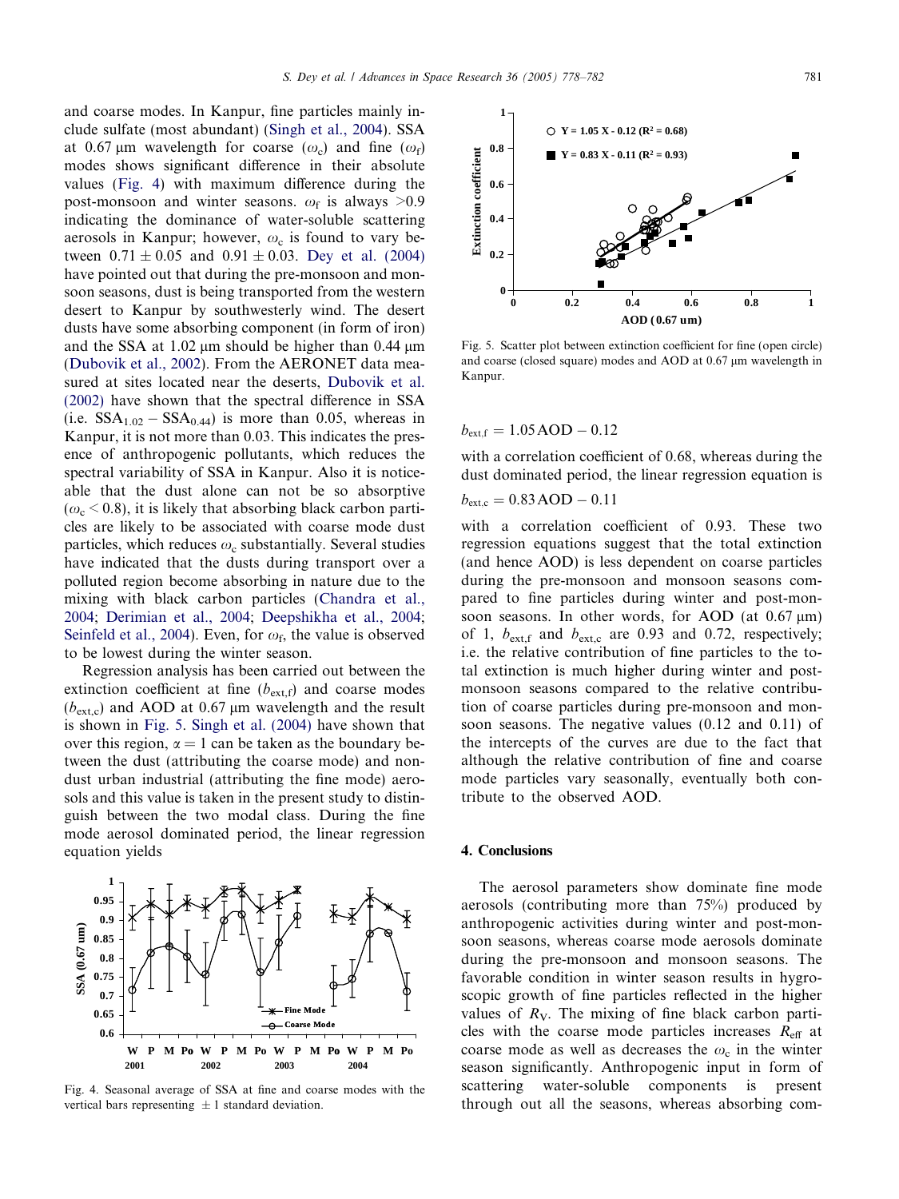and coarse modes. In Kanpur, fine particles mainly include sulfate (most abundant) (Singh et al., 2004). SSA at 0.67 μm wavelength for coarse ($\omega_c$) and fine ($\omega_f$) modes shows significant difference in their absolute values (Fig. 4) with maximum difference during the post-monsoon and winter seasons. $\omega_f$ is always >0.9 indicating the dominance of water-soluble scattering aerosols in Kanpur; however, $\omega_c$ is found to vary between $0.71 \pm 0.05$ and $0.91 \pm 0.03$. Dey et al. (2004) have pointed out that during the pre-monsoon and monsoon seasons, dust is being transported from the western desert to Kanpur by southwesterly wind. The desert dusts have some absorbing component (in form of iron) and the SSA at 1.02 μm should be higher than 0.44 μm (Dubovik et al., 2002). From the AERONET data measured at sites located near the deserts, Dubovik et al. (2002) have shown that the spectral difference in SSA (i.e. $SSA_{1.02} - SSA_{0.44}$) is more than 0.05, whereas in Kanpur, it is not more than 0.03. This indicates the presence of anthropogenic pollutants, which reduces the spectral variability of SSA in Kanpur. Also it is noticeable that the dust alone can not be so absorptive ($\omega_c < 0.8$), it is likely that absorbing black carbon particles are likely to be associated with coarse mode dust particles, which reduces $\omega_c$ substantially. Several studies have indicated that the dusts during transport over a polluted region become absorbing in nature due to the mixing with black carbon particles (Chandra et al., 2004; Derimian et al., 2004; Deepshikha et al., 2004; Seinfeld et al., 2004). Even, for $\omega_f$, the value is observed to be lowest during the winter season.

Regression analysis has been carried out between the extinction coefficient at fine ($b_{ext,f}$) and coarse modes ($b_{ext,c}$) and AOD at 0.67 μm wavelength and the result is shown in Fig. 5. Singh et al. (2004) have shown that over this region, $\alpha = 1$ can be taken as the boundary between the dust (attributing the coarse mode) and non-dust urban industrial (attributing the fine mode) aerosols and this value is taken in the present study to distinguish between the two modal class. During the fine mode aerosol dominated period, the linear regression equation yields

Fig. 4. Seasonal average of SSA at fine and coarse modes with the vertical bars representing ±1 standard deviation.

Fig. 5. Scatter plot between extinction coefficient for fine (open circle) and coarse (closed square) modes and AOD at 0.67 μm wavelength in Kanpur.

$$b_{ext,f} = 1.05\,\mathrm{AOD} - 0.12$$

with a correlation coefficient of 0.68, whereas during the dust dominated period, the linear regression equation is

$$b_{ext,c} = 0.83\,\mathrm{AOD} - 0.11$$

with a correlation coefficient of 0.93. These two regression equations suggest that the total extinction (and hence AOD) is less dependent on coarse particles during the pre-monsoon and monsoon seasons compared to fine particles during winter and post-monsoon seasons. In other words, for AOD (at 0.67 μm) of 1, $b_{ext,f}$ and $b_{ext,c}$ are 0.93 and 0.72, respectively; i.e. the relative contribution of fine particles to the total extinction is much higher during winter and post-monsoon seasons compared to the relative contribution of coarse particles during pre-monsoon and monsoon seasons. The negative values (0.12 and 0.11) of the intercepts of the curves are due to the fact that although the relative contribution of fine and coarse mode particles vary seasonally, eventually both contribute to the observed AOD.

## 4. Conclusions

The aerosol parameters show dominate fine mode aerosols (contributing more than 75%) produced by anthropogenic activities during winter and post-monsoon seasons, whereas coarse mode aerosols dominate during the pre-monsoon and monsoon seasons. The favorable condition in winter season results in hygroscopic growth of fine particles reflected in the higher values of $R_V$. The mixing of fine black carbon particles with the coarse mode particles increases $R_{eff}$ at coarse mode as well as decreases the $\omega_c$ in the winter season significantly. Anthropogenic input in form of scattering water-soluble components is present through out all the seasons, whereas absorbing com-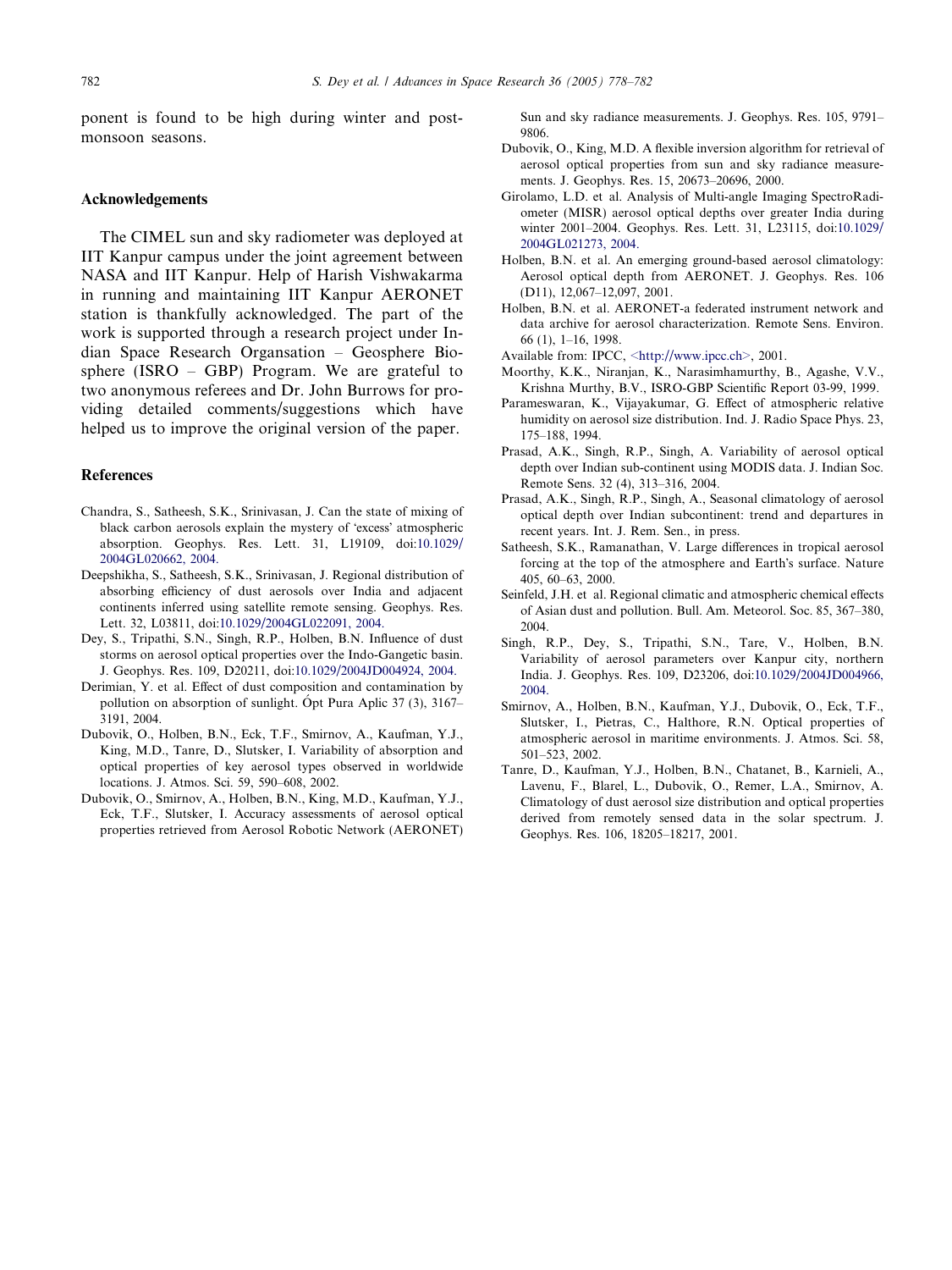ponent is found to be high during winter and post-monsoon seasons.

## Acknowledgements

The CIMEL sun and sky radiometer was deployed at IIT Kanpur campus under the joint agreement between NASA and IIT Kanpur. Help of Harish Vishwakarma in running and maintaining IIT Kanpur AERONET station is thankfully acknowledged. The part of the work is supported through a research project under Indian Space Research Organsation – Geosphere Biosphere (ISRO – GBP) Program. We are grateful to two anonymous referees and Dr. John Burrows for providing detailed comments/suggestions which have helped us to improve the original version of the paper.

## References

Chandra, S., Satheesh, S.K., Srinivasan, J. Can the state of mixing of black carbon aerosols explain the mystery of 'excess' atmospheric absorption. Geophys. Res. Lett. 31, L19109, doi:10.1029/2004GL020662, 2004.

Deepshikha, S., Satheesh, S.K., Srinivasan, J. Regional distribution of absorbing efficiency of dust aerosols over India and adjacent continents inferred using satellite remote sensing. Geophys. Res. Lett. 32, L03811, doi:10.1029/2004GL022091, 2004.

Dey, S., Tripathi, S.N., Singh, R.P., Holben, B.N. Influence of dust storms on aerosol optical properties over the Indo-Gangetic basin. J. Geophys. Res. 109, D20211, doi:10.1029/2004JD004924, 2004.

Derimian, Y. et al. Effect of dust composition and contamination by pollution on absorption of sunlight. Ópt Pura Aplic 37 (3), 3167–3191, 2004.

Dubovik, O., Holben, B.N., Eck, T.F., Smirnov, A., Kaufman, Y.J., King, M.D., Tanre, D., Slutsker, I. Variability of absorption and optical properties of key aerosol types observed in worldwide locations. J. Atmos. Sci. 59, 590–608, 2002.

Dubovik, O., Smirnov, A., Holben, B.N., King, M.D., Kaufman, Y.J., Eck, T.F., Slutsker, I. Accuracy assessments of aerosol optical properties retrieved from Aerosol Robotic Network (AERONET) Sun and sky radiance measurements. J. Geophys. Res. 105, 9791–9806.

Dubovik, O., King, M.D. A flexible inversion algorithm for retrieval of aerosol optical properties from sun and sky radiance measurements. J. Geophys. Res. 15, 20673–20696, 2000.

Girolamo, L.D. et al. Analysis of Multi-angle Imaging SpectroRadiometer (MISR) aerosol optical depths over greater India during winter 2001–2004. Geophys. Res. Lett. 31, L23115, doi:10.1029/2004GL021273, 2004.

Holben, B.N. et al. An emerging ground-based aerosol climatology: Aerosol optical depth from AERONET. J. Geophys. Res. 106 (D11), 12,067–12,097, 2001.

Holben, B.N. et al. AERONET-a federated instrument network and data archive for aerosol characterization. Remote Sens. Environ. 66 (1), 1–16, 1998.

Available from: IPCC, <http://www.ipcc.ch>, 2001.

Moorthy, K.K., Niranjan, K., Narasimhamurthy, B., Agashe, V.V., Krishna Murthy, B.V., ISRO-GBP Scientific Report 03-99, 1999.

Parameswaran, K., Vijayakumar, G. Effect of atmospheric relative humidity on aerosol size distribution. Ind. J. Radio Space Phys. 23, 175–188, 1994.

Prasad, A.K., Singh, R.P., Singh, A. Variability of aerosol optical depth over Indian sub-continent using MODIS data. J. Indian Soc. Remote Sens. 32 (4), 313–316, 2004.

Prasad, A.K., Singh, R.P., Singh, A., Seasonal climatology of aerosol optical depth over Indian subcontinent: trend and departures in recent years. Int. J. Rem. Sen., in press.

Satheesh, S.K., Ramanathan, V. Large differences in tropical aerosol forcing at the top of the atmosphere and Earth's surface. Nature 405, 60–63, 2000.

Seinfeld, J.H. et al. Regional climatic and atmospheric chemical effects of Asian dust and pollution. Bull. Am. Meteorol. Soc. 85, 367–380, 2004.

Singh, R.P., Dey, S., Tripathi, S.N., Tare, V., Holben, B.N. Variability of aerosol parameters over Kanpur city, northern India. J. Geophys. Res. 109, D23206, doi:10.1029/2004JD004966, 2004.

Smirnov, A., Holben, B.N., Kaufman, Y.J., Dubovik, O., Eck, T.F., Slutsker, I., Pietras, C., Halthore, R.N. Optical properties of atmospheric aerosol in maritime environments. J. Atmos. Sci. 58, 501–523, 2002.

Tanre, D., Kaufman, Y.J., Holben, B.N., Chatanet, B., Karnieli, A., Lavenu, F., Blarel, L., Dubovik, O., Remer, L.A., Smirnov, A. Climatology of dust aerosol size distribution and optical properties derived from remotely sensed data in the solar spectrum. J. Geophys. Res. 106, 18205–18217, 2001.